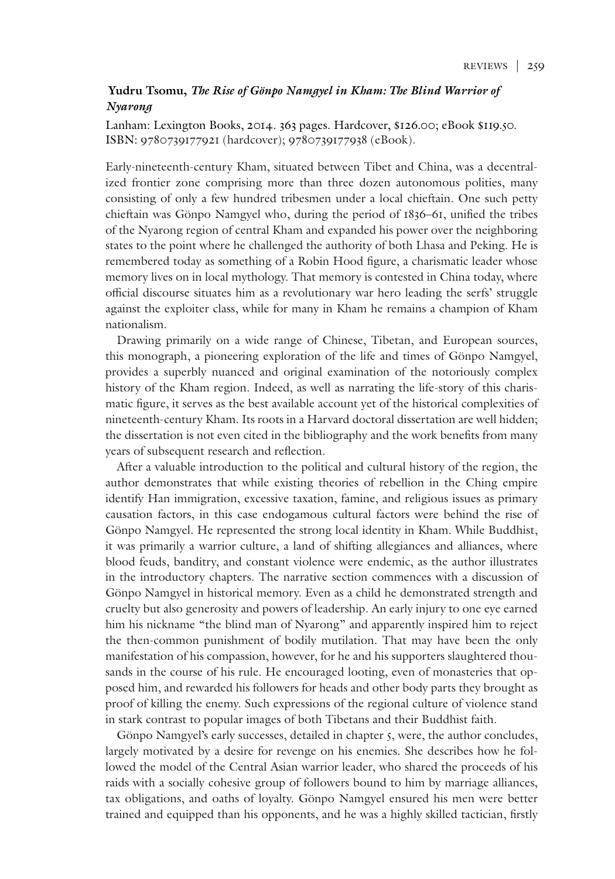**Yudru Tsomu, *The Rise of Gönpo Namgyel in Kham: The Blind Warrior of Nyarong***

Lanham: Lexington Books, 2014. 363 pages. Hardcover, $126.00; eBook $119.50. ISBN: 9780739177921 (hardcover); 9780739177938 (eBook).

Early-nineteenth-century Kham, situated between Tibet and China, was a decentralized frontier zone comprising more than three dozen autonomous polities, many consisting of only a few hundred tribesmen under a local chieftain. One such petty chieftain was Gönpo Namgyel who, during the period of 1836–61, unified the tribes of the Nyarong region of central Kham and expanded his power over the neighboring states to the point where he challenged the authority of both Lhasa and Peking. He is remembered today as something of a Robin Hood figure, a charismatic leader whose memory lives on in local mythology. That memory is contested in China today, where official discourse situates him as a revolutionary war hero leading the serfs' struggle against the exploiter class, while for many in Kham he remains a champion of Kham nationalism.

Drawing primarily on a wide range of Chinese, Tibetan, and European sources, this monograph, a pioneering exploration of the life and times of Gönpo Namgyel, provides a superbly nuanced and original examination of the notoriously complex history of the Kham region. Indeed, as well as narrating the life-story of this charismatic figure, it serves as the best available account yet of the historical complexities of nineteenth-century Kham. Its roots in a Harvard doctoral dissertation are well hidden; the dissertation is not even cited in the bibliography and the work benefits from many years of subsequent research and reflection.

After a valuable introduction to the political and cultural history of the region, the author demonstrates that while existing theories of rebellion in the Ching empire identify Han immigration, excessive taxation, famine, and religious issues as primary causation factors, in this case endogamous cultural factors were behind the rise of Gönpo Namgyel. He represented the strong local identity in Kham. While Buddhist, it was primarily a warrior culture, a land of shifting allegiances and alliances, where blood feuds, banditry, and constant violence were endemic, as the author illustrates in the introductory chapters. The narrative section commences with a discussion of Gönpo Namgyel in historical memory. Even as a child he demonstrated strength and cruelty but also generosity and powers of leadership. An early injury to one eye earned him his nickname "the blind man of Nyarong" and apparently inspired him to reject the then-common punishment of bodily mutilation. That may have been the only manifestation of his compassion, however, for he and his supporters slaughtered thousands in the course of his rule. He encouraged looting, even of monasteries that opposed him, and rewarded his followers for heads and other body parts they brought as proof of killing the enemy. Such expressions of the regional culture of violence stand in stark contrast to popular images of both Tibetans and their Buddhist faith.

Gönpo Namgyel's early successes, detailed in chapter 5, were, the author concludes, largely motivated by a desire for revenge on his enemies. She describes how he followed the model of the Central Asian warrior leader, who shared the proceeds of his raids with a socially cohesive group of followers bound to him by marriage alliances, tax obligations, and oaths of loyalty. Gönpo Namgyel ensured his men were better trained and equipped than his opponents, and he was a highly skilled tactician, firstly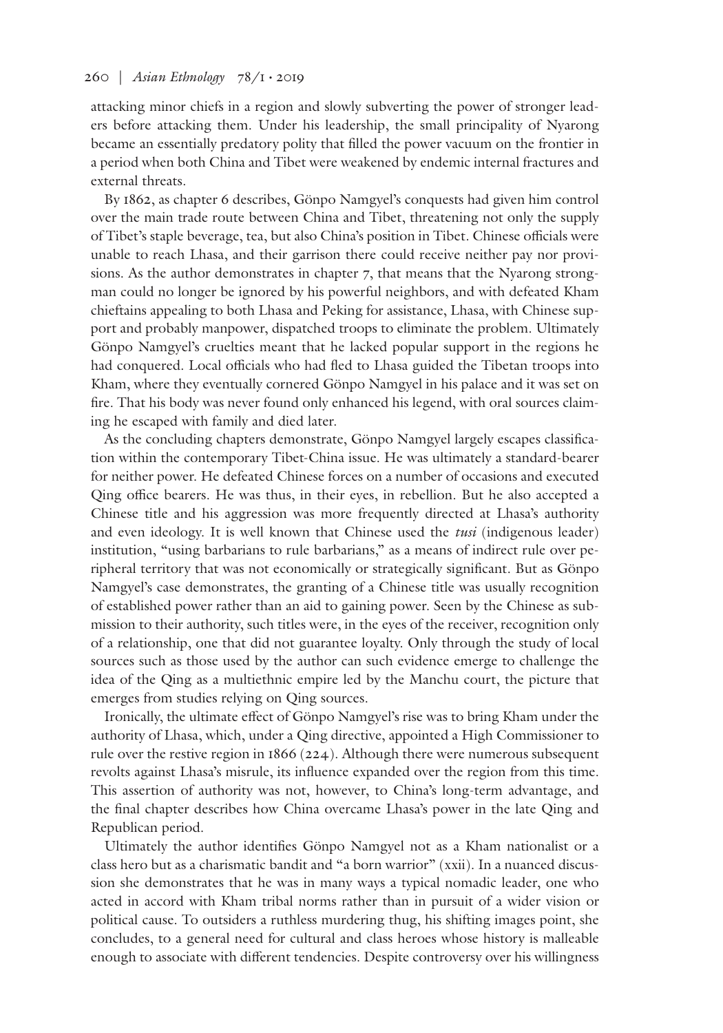attacking minor chiefs in a region and slowly subverting the power of stronger leaders before attacking them. Under his leadership, the small principality of Nyarong became an essentially predatory polity that filled the power vacuum on the frontier in a period when both China and Tibet were weakened by endemic internal fractures and external threats.

By 1862, as chapter 6 describes, Gönpo Namgyel's conquests had given him control over the main trade route between China and Tibet, threatening not only the supply of Tibet's staple beverage, tea, but also China's position in Tibet. Chinese officials were unable to reach Lhasa, and their garrison there could receive neither pay nor provisions. As the author demonstrates in chapter 7, that means that the Nyarong strongman could no longer be ignored by his powerful neighbors, and with defeated Kham chieftains appealing to both Lhasa and Peking for assistance, Lhasa, with Chinese support and probably manpower, dispatched troops to eliminate the problem. Ultimately Gönpo Namgyel's cruelties meant that he lacked popular support in the regions he had conquered. Local officials who had fled to Lhasa guided the Tibetan troops into Kham, where they eventually cornered Gönpo Namgyel in his palace and it was set on fire. That his body was never found only enhanced his legend, with oral sources claiming he escaped with family and died later.

As the concluding chapters demonstrate, Gönpo Namgyel largely escapes classification within the contemporary Tibet-China issue. He was ultimately a standard-bearer for neither power. He defeated Chinese forces on a number of occasions and executed Qing office bearers. He was thus, in their eyes, in rebellion. But he also accepted a Chinese title and his aggression was more frequently directed at Lhasa's authority and even ideology. It is well known that Chinese used the *tusi* (indigenous leader) institution, "using barbarians to rule barbarians," as a means of indirect rule over peripheral territory that was not economically or strategically significant. But as Gönpo Namgyel's case demonstrates, the granting of a Chinese title was usually recognition of established power rather than an aid to gaining power. Seen by the Chinese as submission to their authority, such titles were, in the eyes of the receiver, recognition only of a relationship, one that did not guarantee loyalty. Only through the study of local sources such as those used by the author can such evidence emerge to challenge the idea of the Qing as a multiethnic empire led by the Manchu court, the picture that emerges from studies relying on Qing sources.

Ironically, the ultimate effect of Gönpo Namgyel's rise was to bring Kham under the authority of Lhasa, which, under a Qing directive, appointed a High Commissioner to rule over the restive region in 1866 (224). Although there were numerous subsequent revolts against Lhasa's misrule, its influence expanded over the region from this time. This assertion of authority was not, however, to China's long-term advantage, and the final chapter describes how China overcame Lhasa's power in the late Qing and Republican period.

Ultimately the author identifies Gönpo Namgyel not as a Kham nationalist or a class hero but as a charismatic bandit and "a born warrior" (xxii). In a nuanced discussion she demonstrates that he was in many ways a typical nomadic leader, one who acted in accord with Kham tribal norms rather than in pursuit of a wider vision or political cause. To outsiders a ruthless murdering thug, his shifting images point, she concludes, to a general need for cultural and class heroes whose history is malleable enough to associate with different tendencies. Despite controversy over his willingness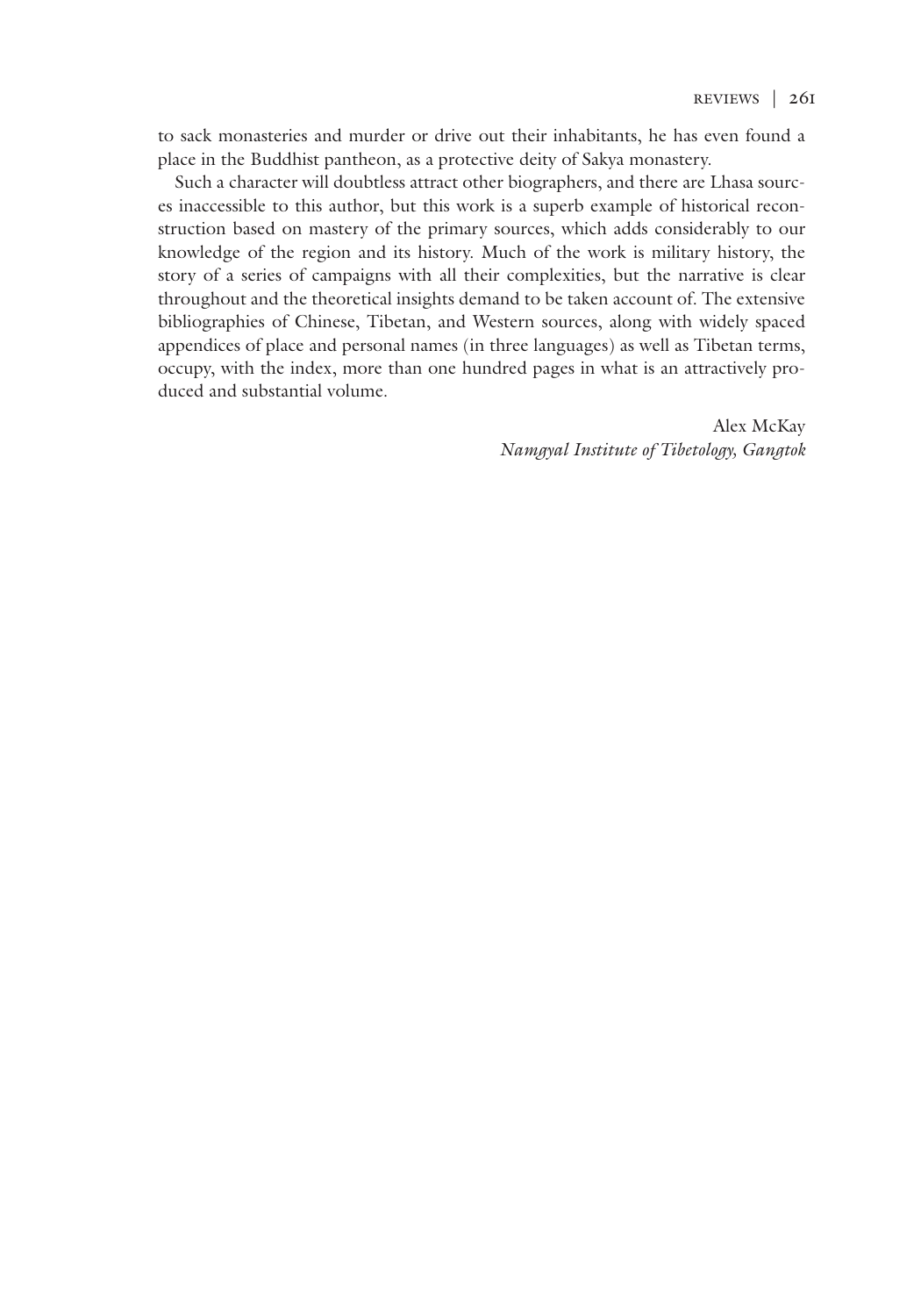to sack monasteries and murder or drive out their inhabitants, he has even found a place in the Buddhist pantheon, as a protective deity of Sakya monastery.

Such a character will doubtless attract other biographers, and there are Lhasa sources inaccessible to this author, but this work is a superb example of historical reconstruction based on mastery of the primary sources, which adds considerably to our knowledge of the region and its history. Much of the work is military history, the story of a series of campaigns with all their complexities, but the narrative is clear throughout and the theoretical insights demand to be taken account of. The extensive bibliographies of Chinese, Tibetan, and Western sources, along with widely spaced appendices of place and personal names (in three languages) as well as Tibetan terms, occupy, with the index, more than one hundred pages in what is an attractively produced and substantial volume.

Alex McKay
*Namgyal Institute of Tibetology, Gangtok*